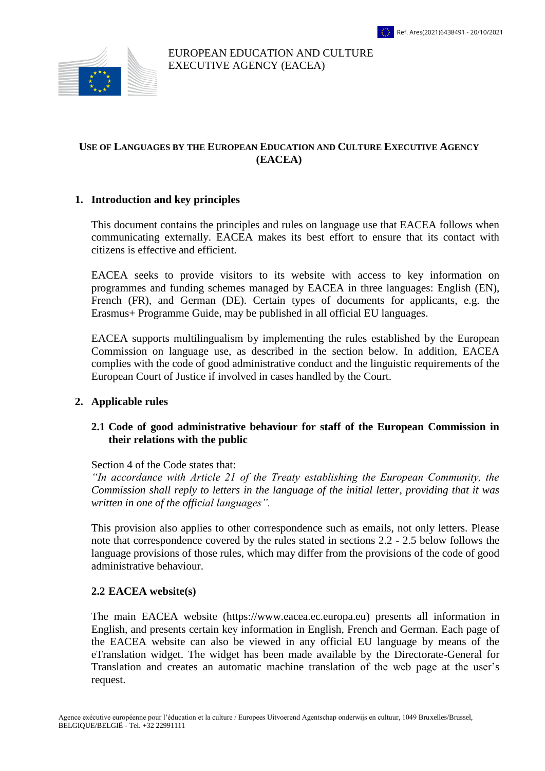EUROPEAN EDUCATION AND CULTURE EXECUTIVE AGENCY (EACEA)

# USE OF LANGUAGES BY THE EUROPEAN EDUCATION AND CULTURE EXECUTIVE AGENCY (EACEA)

## 1. Introduction and key principles

This document contains the principles and rules on language use that EACEA follows when communicating externally. EACEA makes its best effort to ensure that its contact with citizens is effective and efficient.

EACEA seeks to provide visitors to its website with access to key information on programmes and funding schemes managed by EACEA in three languages: English (EN), French (FR), and German (DE). Certain types of documents for applicants, e.g. the Erasmus+ Programme Guide, may be published in all official EU languages.

EACEA supports multilingualism by implementing the rules established by the European Commission on language use, as described in the section below. In addition, EACEA complies with the code of good administrative conduct and the linguistic requirements of the European Court of Justice if involved in cases handled by the Court.

## 2. Applicable rules

### 2.1 Code of good administrative behaviour for staff of the European Commission in their relations with the public

Section 4 of the Code states that:
*"In accordance with Article 21 of the Treaty establishing the European Community, the Commission shall reply to letters in the language of the initial letter, providing that it was written in one of the official languages".*

This provision also applies to other correspondence such as emails, not only letters. Please note that correspondence covered by the rules stated in sections 2.2 - 2.5 below follows the language provisions of those rules, which may differ from the provisions of the code of good administrative behaviour.

### 2.2 EACEA website(s)

The main EACEA website (https://www.eacea.ec.europa.eu) presents all information in English, and presents certain key information in English, French and German. Each page of the EACEA website can also be viewed in any official EU language by means of the eTranslation widget. The widget has been made available by the Directorate-General for Translation and creates an automatic machine translation of the web page at the user's request.

Agence exécutive européenne pour l'éducation et la culture / Europees Uitvoerend Agentschap onderwijs en cultuur, 1049 Bruxelles/Brussel, BELGIQUE/BELGIË - Tel. +32 22991111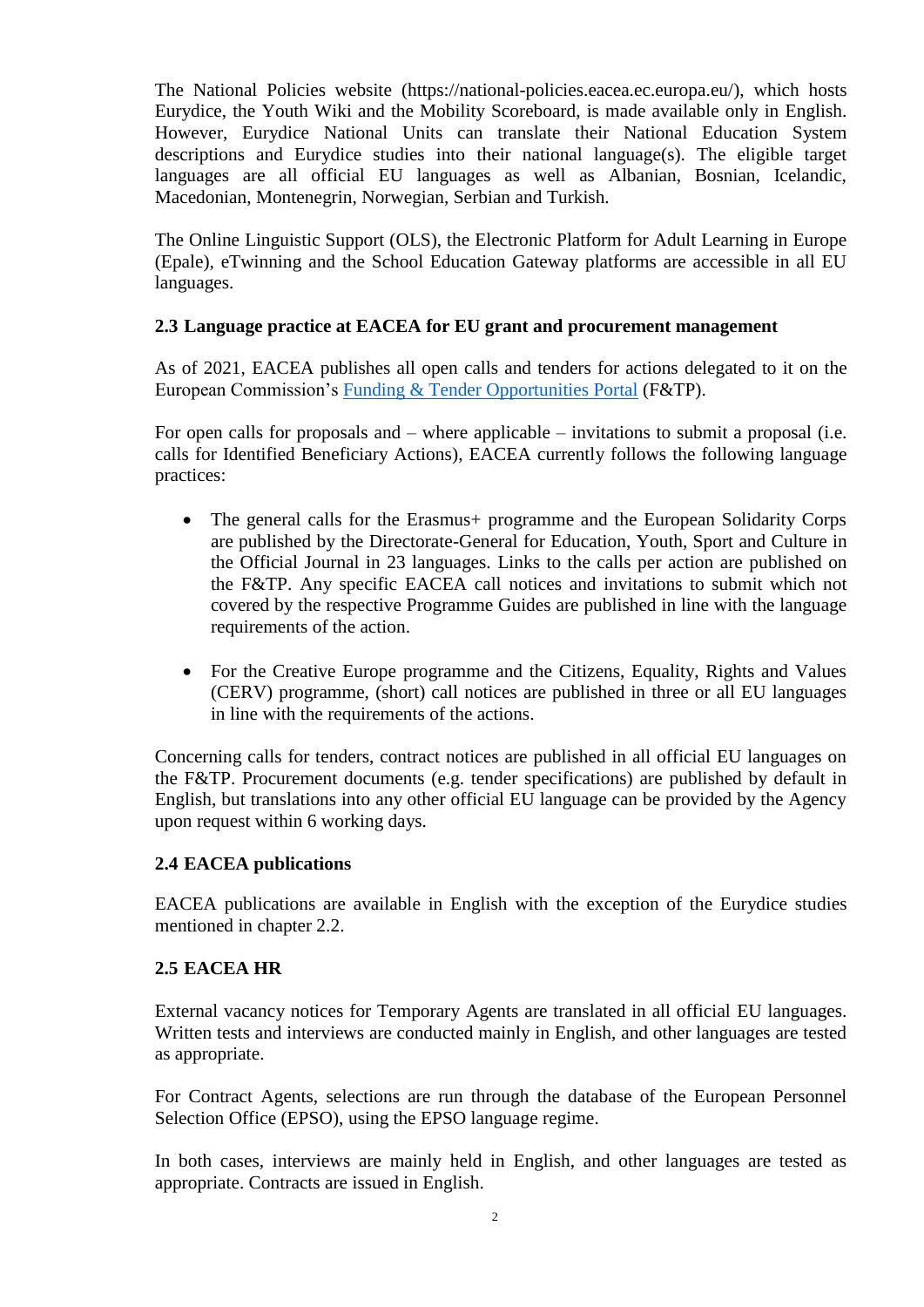The National Policies website (https://national-policies.eacea.ec.europa.eu/), which hosts Eurydice, the Youth Wiki and the Mobility Scoreboard, is made available only in English. However, Eurydice National Units can translate their National Education System descriptions and Eurydice studies into their national language(s). The eligible target languages are all official EU languages as well as Albanian, Bosnian, Icelandic, Macedonian, Montenegrin, Norwegian, Serbian and Turkish.

The Online Linguistic Support (OLS), the Electronic Platform for Adult Learning in Europe (Epale), eTwinning and the School Education Gateway platforms are accessible in all EU languages.

### 2.3 Language practice at EACEA for EU grant and procurement management

As of 2021, EACEA publishes all open calls and tenders for actions delegated to it on the European Commission's Funding & Tender Opportunities Portal (F&TP).

For open calls for proposals and – where applicable – invitations to submit a proposal (i.e. calls for Identified Beneficiary Actions), EACEA currently follows the following language practices:

- The general calls for the Erasmus+ programme and the European Solidarity Corps are published by the Directorate-General for Education, Youth, Sport and Culture in the Official Journal in 23 languages. Links to the calls per action are published on the F&TP. Any specific EACEA call notices and invitations to submit which not covered by the respective Programme Guides are published in line with the language requirements of the action.

- For the Creative Europe programme and the Citizens, Equality, Rights and Values (CERV) programme, (short) call notices are published in three or all EU languages in line with the requirements of the actions.

Concerning calls for tenders, contract notices are published in all official EU languages on the F&TP. Procurement documents (e.g. tender specifications) are published by default in English, but translations into any other official EU language can be provided by the Agency upon request within 6 working days.

### 2.4 EACEA publications

EACEA publications are available in English with the exception of the Eurydice studies mentioned in chapter 2.2.

### 2.5 EACEA HR

External vacancy notices for Temporary Agents are translated in all official EU languages. Written tests and interviews are conducted mainly in English, and other languages are tested as appropriate.

For Contract Agents, selections are run through the database of the European Personnel Selection Office (EPSO), using the EPSO language regime.

In both cases, interviews are mainly held in English, and other languages are tested as appropriate. Contracts are issued in English.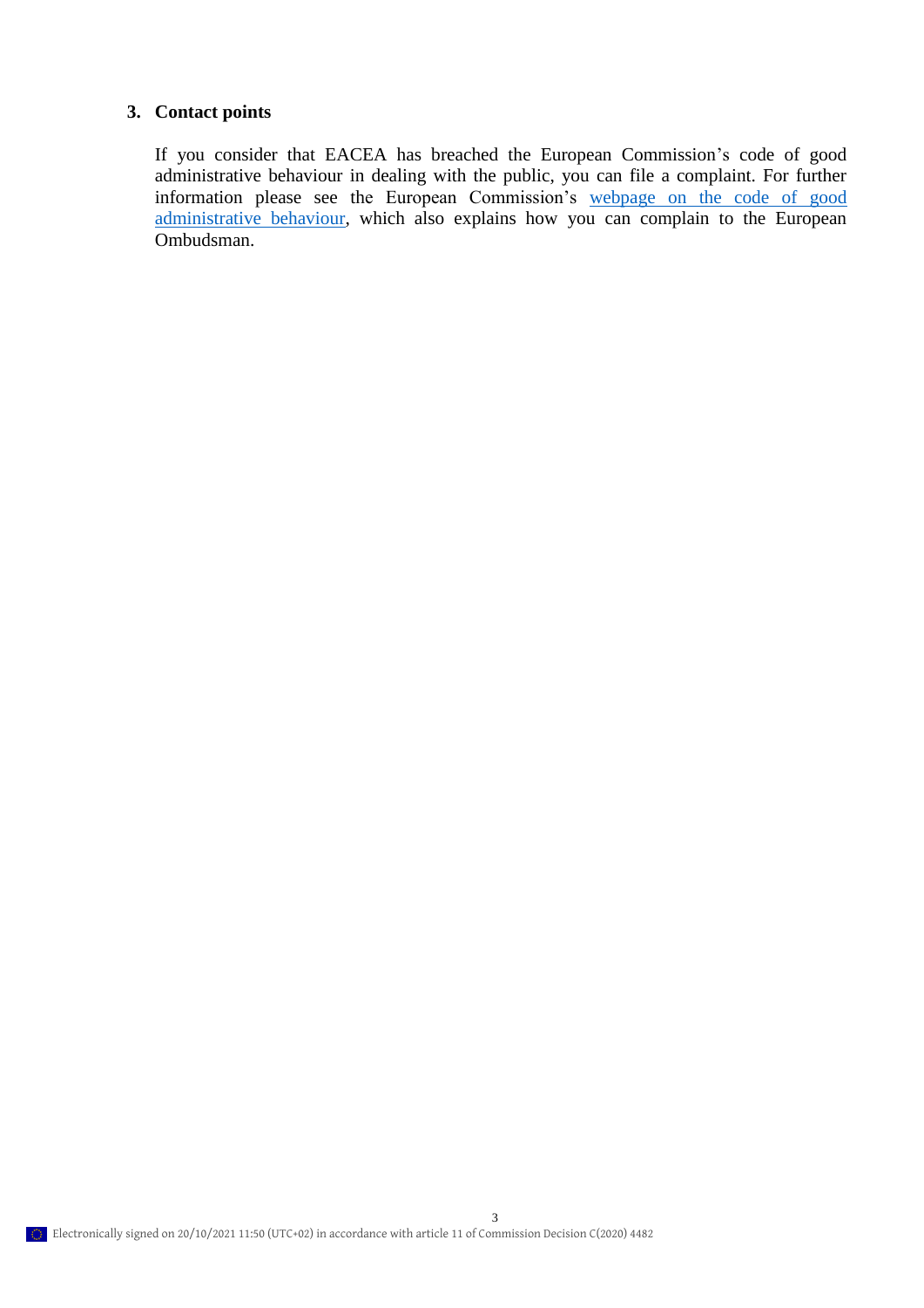## 3. Contact points

If you consider that EACEA has breached the European Commission's code of good administrative behaviour in dealing with the public, you can file a complaint. For further information please see the European Commission's webpage on the code of good administrative behaviour, which also explains how you can complain to the European Ombudsman.

Electronically signed on 20/10/2021 11:50 (UTC+02) in accordance with article 11 of Commission Decision C(2020) 4482